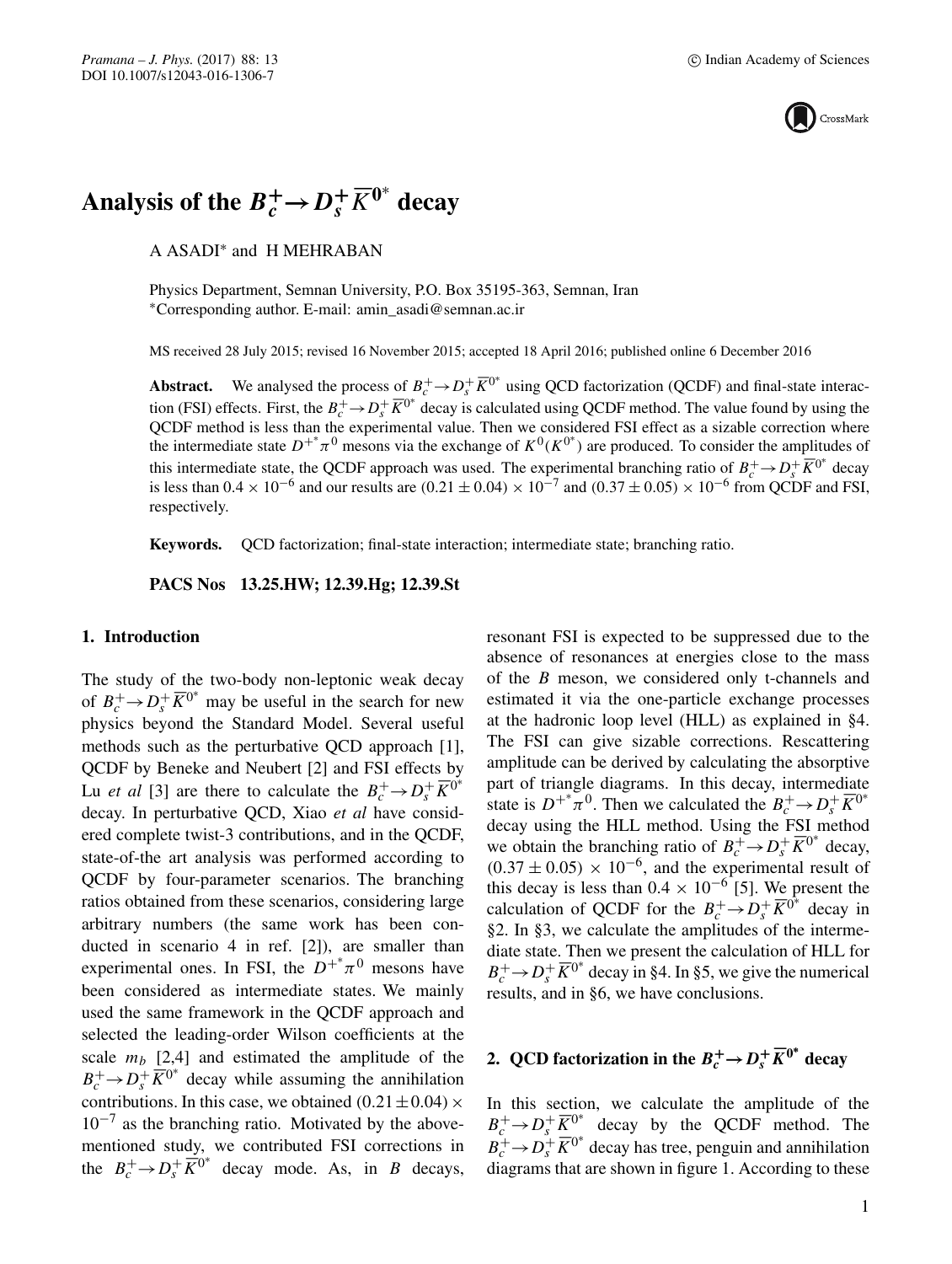# Analysis of the $B_c^+ \to D_s^+ \overline{K}^{0^*}$ decay

A ASADI* and H MEHRABAN

Physics Department, Semnan University, P.O. Box 35195-363, Semnan, Iran
*Corresponding author. E-mail: amin_asadi@semnan.ac.ir

MS received 28 July 2015; revised 16 November 2015; accepted 18 April 2016; published online 6 December 2016

**Abstract.** We analysed the process of $B_c^+ \to D_s^+ \overline{K}^{0^*}$ using QCD factorization (QCDF) and final-state interaction (FSI) effects. First, the $B_c^+ \to D_s^+ \overline{K}^{0^*}$ decay is calculated using QCDF method. The value found by using the QCDF method is less than the experimental value. Then we considered FSI effect as a sizable correction where the intermediate state $D^{+^*}\pi^0$ mesons via the exchange of $K^0(K^{0^*})$ are produced. To consider the amplitudes of this intermediate state, the QCDF approach was used. The experimental branching ratio of $B_c^+ \to D_s^+ \overline{K}^{0^*}$ decay is less than $0.4 \times 10^{-6}$ and our results are $(0.21 \pm 0.04) \times 10^{-7}$ and $(0.37 \pm 0.05) \times 10^{-6}$ from QCDF and FSI, respectively.

**Keywords.** QCD factorization; final-state interaction; intermediate state; branching ratio.

**PACS Nos** 13.25.HW; 12.39.Hg; 12.39.St

## 1. Introduction

The study of the two-body non-leptonic weak decay of $B_c^+ \to D_s^+ \overline{K}^{0^*}$ may be useful in the search for new physics beyond the Standard Model. Several useful methods such as the perturbative QCD approach [1], QCDF by Beneke and Neubert [2] and FSI effects by Lu *et al* [3] are there to calculate the $B_c^+ \to D_s^+ \overline{K}^{0^*}$ decay. In perturbative QCD, Xiao *et al* have considered complete twist-3 contributions, and in the QCDF, state-of-the art analysis was performed according to QCDF by four-parameter scenarios. The branching ratios obtained from these scenarios, considering large arbitrary numbers (the same work has been conducted in scenario 4 in ref. [2]), are smaller than experimental ones. In FSI, the $D^{+^*}\pi^0$ mesons have been considered as intermediate states. We mainly used the same framework in the QCDF approach and selected the leading-order Wilson coefficients at the scale $m_b$ [2,4] and estimated the amplitude of the $B_c^+ \to D_s^+ \overline{K}^{0^*}$ decay while assuming the annihilation contributions. In this case, we obtained $(0.21 \pm 0.04) \times 10^{-7}$ as the branching ratio. Motivated by the above-mentioned study, we contributed FSI corrections in the $B_c^+ \to D_s^+ \overline{K}^{0^*}$ decay mode. As, in $B$ decays, resonant FSI is expected to be suppressed due to the absence of resonances at energies close to the mass of the $B$ meson, we considered only t-channels and estimated it via the one-particle exchange processes at the hadronic loop level (HLL) as explained in §4. The FSI can give sizable corrections. Rescattering amplitude can be derived by calculating the absorptive part of triangle diagrams. In this decay, intermediate state is $D^{+^*}\pi^0$. Then we calculated the $B_c^+ \to D_s^+ \overline{K}^{0^*}$ decay using the HLL method. Using the FSI method we obtain the branching ratio of $B_c^+ \to D_s^+ \overline{K}^{0^*}$ decay, $(0.37 \pm 0.05) \times 10^{-6}$, and the experimental result of this decay is less than $0.4 \times 10^{-6}$ [5]. We present the calculation of QCDF for the $B_c^+ \to D_s^+ \overline{K}^{0^*}$ decay in §2. In §3, we calculate the amplitudes of the intermediate state. Then we present the calculation of HLL for $B_c^+ \to D_s^+ \overline{K}^{0^*}$ decay in §4. In §5, we give the numerical results, and in §6, we have conclusions.

## 2. QCD factorization in the $B_c^+ \to D_s^+ \overline{K}^{0^*}$ decay

In this section, we calculate the amplitude of the $B_c^+ \to D_s^+ \overline{K}^{0^*}$ decay by the QCDF method. The $B_c^+ \to D_s^+ \overline{K}^{0^*}$ decay has tree, penguin and annihilation diagrams that are shown in figure 1. According to these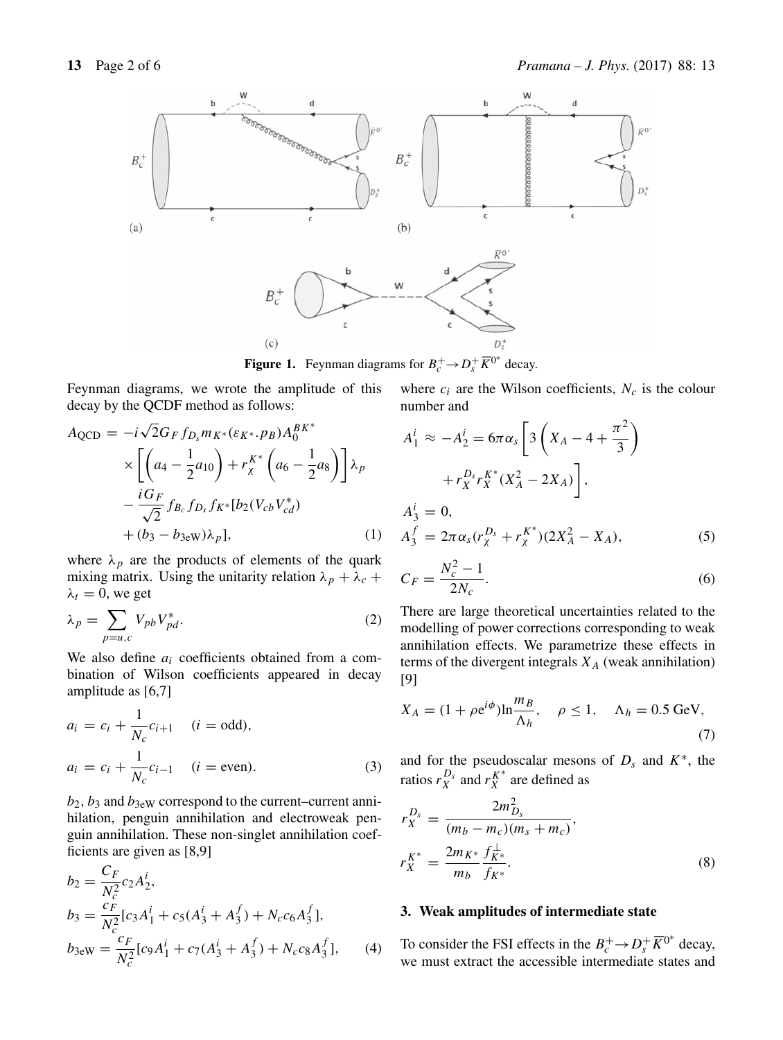**Figure 1.** Feynman diagrams for $B_c^+ \to D_s^+ \overline{K}^{0^*}$ decay.

Feynman diagrams, we wrote the amplitude of this decay by the QCDF method as follows:

$$
\begin{aligned}
A_{\mathrm{QCD}} =& -i\sqrt{2} G_F f_{D_s} m_{K^*} (\varepsilon_{K^*} . p_B) A_0^{BK^*} \\
&\times \left[ \left( a_4 - \frac{1}{2} a_{10} \right) + r_\chi^{K^*} \left( a_6 - \frac{1}{2} a_8 \right) \right] \lambda_p \\
&- \frac{i G_F}{\sqrt{2}} f_{B_c} f_{D_s} f_{K^*} [ b_2 (V_{cb} V_{cd}^*) \\
&+ (b_3 - b_{3\mathrm{eW}}) \lambda_p ],
\end{aligned} \tag{1}
$$

where $\lambda_p$ are the products of elements of the quark mixing matrix. Using the unitarity relation $\lambda_p + \lambda_c + \lambda_t = 0$, we get

$$
\lambda_p = \sum_{p=u,c} V_{pb} V_{pd}^*. \tag{2}
$$

We also define $a_i$ coefficients obtained from a combination of Wilson coefficients appeared in decay amplitude as [6,7]

$$
\begin{aligned}
a_i &= c_i + \frac{1}{N_c} c_{i+1} \quad (i = \text{odd}), \\
a_i &= c_i + \frac{1}{N_c} c_{i-1} \quad (i = \text{even}).
\end{aligned} \tag{3}
$$

$b_2$, $b_3$ and $b_{3\mathrm{eW}}$ correspond to the current–current annihilation, penguin annihilation and electroweak penguin annihilation. These non-singlet annihilation coefficients are given as [8,9]

$$
\begin{aligned}
b_2 &= \frac{C_F}{N_c^2} c_2 A_2^i, \\
b_3 &= \frac{c_F}{N_c^2} [ c_3 A_1^i + c_5 (A_3^i + A_3^f) + N_c c_6 A_3^f ], \\
b_{3\mathrm{eW}} &= \frac{c_F}{N_c^2} [ c_9 A_1^i + c_7 (A_3^i + A_3^f) + N_c c_8 A_3^f ],
\end{aligned} \tag{4}
$$

where $c_i$ are the Wilson coefficients, $N_c$ is the colour number and

$$
\begin{aligned}
A_1^i &\approx -A_2^i = 6\pi \alpha_s \left[ 3 \left( X_A - 4 + \frac{\pi^2}{3} \right) \right. \\
&\left. \quad + r_X^{D_s} r_X^{K^*} (X_A^2 - 2X_A) \right], \\
A_3^i &= 0, \\
A_3^f &= 2\pi \alpha_s (r_\chi^{D_s} + r_\chi^{K^*})(2X_A^2 - X_A),
\end{aligned} \tag{5}
$$

$$
C_F = \frac{N_c^2 - 1}{2N_c}. \tag{6}
$$

There are large theoretical uncertainties related to the modelling of power corrections corresponding to weak annihilation effects. We parametrize these effects in terms of the divergent integrals $X_A$ (weak annihilation) [9]

$$
X_A = (1 + \rho \mathrm{e}^{i\phi}) \ln \frac{m_B}{\Lambda_h}, \quad \rho \leq 1, \quad \Lambda_h = 0.5\ \mathrm{GeV}, \tag{7}
$$

and for the pseudoscalar mesons of $D_s$ and $K^*$, the ratios $r_X^{D_s}$ and $r_X^{K^*}$ are defined as

$$
\begin{aligned}
r_X^{D_s} &= \frac{2m_{D_s}^2}{(m_b - m_c)(m_s + m_c)}, \\
r_X^{K^*} &= \frac{2m_{K^*}}{m_b} \frac{f_{K^*}^\perp}{f_{K^*}}.
\end{aligned} \tag{8}
$$

### 3. Weak amplitudes of intermediate state

To consider the FSI effects in the $B_c^+ \to D_s^+ \overline{K}^{0^*}$ decay, we must extract the accessible intermediate states and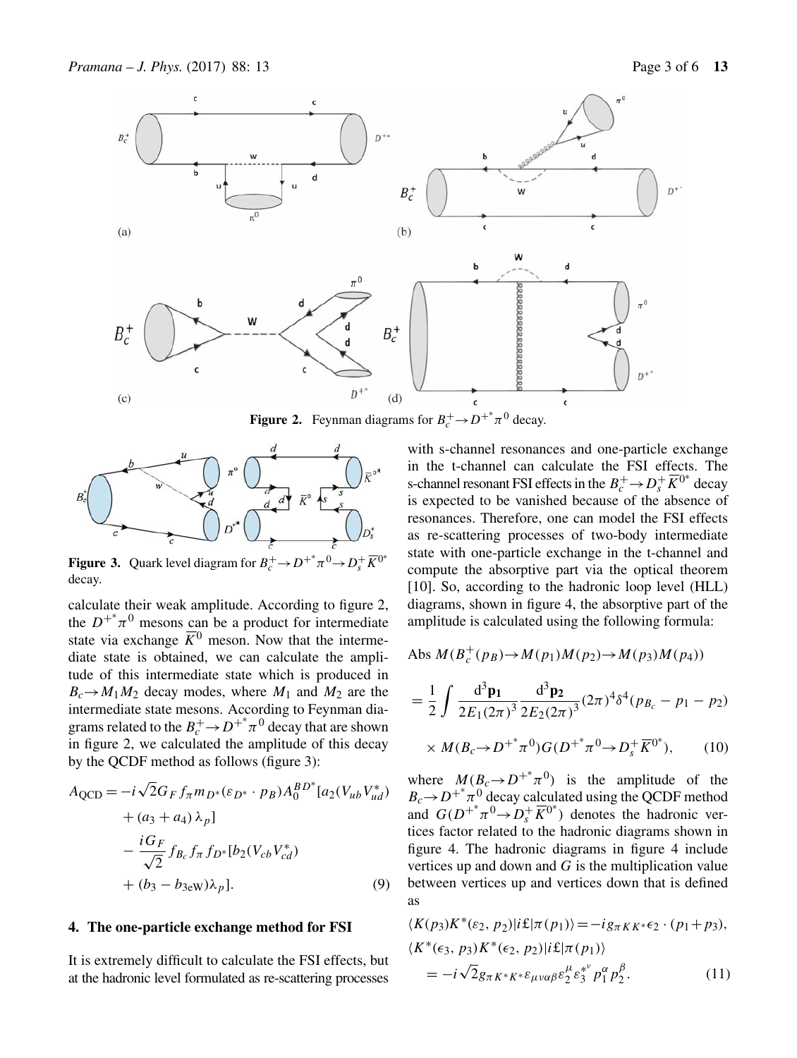Figure 2. Feynman diagrams for $B_c^+ \to D^{+^*}\pi^0$ decay.

Figure 3. Quark level diagram for $B_c^+ \to D^{+^*}\pi^0 \to D_s^+ \overline{K}^{0^*}$ decay.

calculate their weak amplitude. According to figure 2, the $D^{+^*}\pi^0$ mesons can be a product for intermediate state via exchange $\overline{K}^0$ meson. Now that the intermediate state is obtained, we can calculate the amplitude of this intermediate state which is produced in $B_c \to M_1 M_2$ decay modes, where $M_1$ and $M_2$ are the intermediate state mesons. According to Feynman diagrams related to the $B_c^+ \to D^{+^*}\pi^0$ decay that are shown in figure 2, we calculated the amplitude of this decay by the QCDF method as follows (figure 3):

$$
\begin{aligned}
A_{\text{QCD}} = & -i\sqrt{2}G_F f_\pi m_{D^*}(\varepsilon_{D^*} \cdot p_B) A_0^{BD^*}[a_2(V_{ub}V_{ud}^*) \\
& + (a_3 + a_4)\lambda_p] \\
& - \frac{iG_F}{\sqrt{2}} f_{B_c} f_\pi f_{D^*}[b_2(V_{cb}V_{cd}^*) \\
& + (b_3 - b_{3\text{eW}})\lambda_p].
\end{aligned} \tag{9}
$$

## 4. The one-particle exchange method for FSI

It is extremely difficult to calculate the FSI effects, but at the hadronic level formulated as re-scattering processes with s-channel resonances and one-particle exchange in the t-channel can calculate the FSI effects. The s-channel resonant FSI effects in the $B_c^+ \to D_s^+ \overline{K}^{0^*}$ decay is expected to be vanished because of the absence of resonances. Therefore, one can model the FSI effects as re-scattering processes of two-body intermediate state with one-particle exchange in the t-channel and compute the absorptive part via the optical theorem [10]. So, according to the hadronic loop level (HLL) diagrams, shown in figure 4, the absorptive part of the amplitude is calculated using the following formula:

$$
\begin{aligned}
& \text{Abs}\, M(B_c^+(p_B) \to M(p_1)M(p_2) \to M(p_3)M(p_4)) \\
& = \frac{1}{2}\int \frac{\mathrm{d}^3\mathbf{p_1}}{2E_1(2\pi)^3}\frac{\mathrm{d}^3\mathbf{p_2}}{2E_2(2\pi)^3}(2\pi)^4\delta^4(p_{B_c} - p_1 - p_2) \\
& \quad \times M(B_c \to D^{+^*}\pi^0)G(D^{+^*}\pi^0 \to D_s^+\overline{K}^{0^*}),
\end{aligned} \tag{10}
$$

where $M(B_c \to D^{+^*}\pi^0)$ is the amplitude of the $B_c \to D^{+^*}\pi^0$ decay calculated using the QCDF method and $G(D^{+^*}\pi^0 \to D_s^+\overline{K}^{0^*})$ denotes the hadronic vertices factor related to the hadronic diagrams shown in figure 4. The hadronic diagrams in figure 4 include vertices up and down and $G$ is the multiplication value between vertices up and vertices down that is defined as

$$
\begin{aligned}
& \langle K(p_3)K^*(\varepsilon_2, p_2)|i\pounds|\pi(p_1)\rangle = -ig_{\pi KK^*}\epsilon_2 \cdot (p_1 + p_3), \\
& \langle K^*(\epsilon_3, p_3)K^*(\epsilon_2, p_2)|i\pounds|\pi(p_1)\rangle \\
& \quad = -i\sqrt{2}g_{\pi K^*K^*}\varepsilon_{\mu\nu\alpha\beta}\varepsilon_2^\mu\varepsilon_3^{*\nu}p_1^\alpha p_2^\beta.
\end{aligned} \tag{11}
$$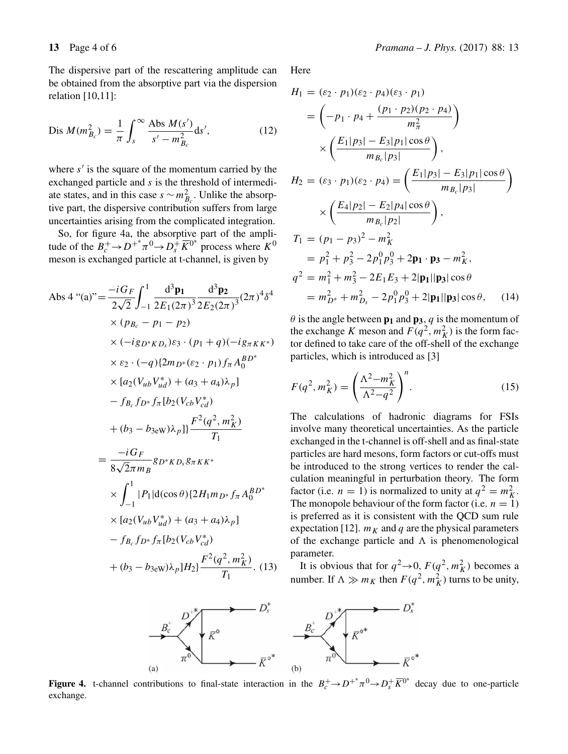The dispersive part of the rescattering amplitude can be obtained from the absorptive part via the dispersion relation [10,11]:

$$\text{Dis } M(m_{B_c}^2) = \frac{1}{\pi}\int_s^\infty \frac{\text{Abs } M(s')}{s' - m_{B_c}^2}\text{d}s', \tag{12}$$

where $s'$ is the square of the momentum carried by the exchanged particle and $s$ is the threshold of intermediate states, and in this case $s \sim m_{B_c}^2$. Unlike the absorptive part, the dispersive contribution suffers from large uncertainties arising from the complicated integration.

So, for figure 4a, the absorptive part of the amplitude of the $B_c^+ \to D^{+^*}\pi^0 \to D_s^+\overline{K}^{0^*}$ process where $K^0$ meson is exchanged particle at t-channel, is given by

$$\begin{aligned}
\text{Abs 4 ``(a)''} &= \frac{-iG_F}{2\sqrt{2}}\int_{-1}^{1}\frac{\text{d}^3\mathbf{p_1}}{2E_1(2\pi)^3}\frac{\text{d}^3\mathbf{p_2}}{2E_2(2\pi)^3}(2\pi)^4\delta^4 \\
&\quad \times (p_{B_c} - p_1 - p_2) \\
&\quad \times (-ig_{D^*KD_s})\varepsilon_3 \cdot (p_1 + q)(-ig_{\pi KK^*}) \\
&\quad \times \varepsilon_2 \cdot (-q)\{2m_{D^*}(\varepsilon_2 \cdot p_1) f_\pi A_0^{BD^*} \\
&\quad \times [a_2(V_{ub}V_{ud}^*) + (a_3 + a_4)\lambda_p] \\
&\quad - f_{B_c} f_{D^*} f_\pi [b_2(V_{cb}V_{cd}^*) \\
&\quad + (b_3 - b_{3\text{eW}})\lambda_p]\}\frac{F^2(q^2, m_K^2)}{T_1} \\
&= \frac{-iG_F}{8\sqrt{2}\pi m_B} g_{D^*KD_s} g_{\pi KK^*} \\
&\quad \times \int_{-1}^{1}|P_1|\text{d}(\cos\theta)\{2H_1 m_{D^*} f_\pi A_0^{BD^*} \\
&\quad \times [a_2(V_{ub}V_{ud}^*) + (a_3 + a_4)\lambda_p] \\
&\quad - f_{B_c} f_{D^*} f_\pi [b_2(V_{cb}V_{cd}^*) \\
&\quad + (b_3 - b_{3\text{eW}})\lambda_p]H_2\}\frac{F^2(q^2, m_K^2)}{T_1}. 
\end{aligned} \tag{13}$$

Here

$$\begin{aligned}
H_1 &= (\varepsilon_2 \cdot p_1)(\varepsilon_2 \cdot p_4)(\varepsilon_3 \cdot p_1) \\
&= \left(-p_1 \cdot p_4 + \frac{(p_1 \cdot p_2)(p_2 \cdot p_4)}{m_\pi^2}\right) \\
&\quad \times \left(\frac{E_1|p_3| - E_3|p_1|\cos\theta}{m_{B_c}|p_3|}\right), \\
H_2 &= (\varepsilon_3 \cdot p_1)(\varepsilon_2 \cdot p_4) = \left(\frac{E_1|p_3| - E_3|p_1|\cos\theta}{m_{B_c}|p_3|}\right) \\
&\quad \times \left(\frac{E_4|p_2| - E_2|p_4|\cos\theta}{m_{B_c}|p_2|}\right), \\
T_1 &= (p_1 - p_3)^2 - m_K^2 \\
&= p_1^2 + p_3^2 - 2p_1^0 p_3^0 + 2\mathbf{p_1} \cdot \mathbf{p_3} - m_K^2, \\
q^2 &= m_1^2 + m_3^2 - 2E_1E_3 + 2|\mathbf{p_1}||\mathbf{p_3}|\cos\theta \\
&= m_{D^*}^2 + m_{D_s}^2 - 2p_1^0 p_3^0 + 2|\mathbf{p_1}||\mathbf{p_3}|\cos\theta,
\end{aligned} \tag{14}$$

$\theta$ is the angle between $\mathbf{p_1}$ and $\mathbf{p_3}$, $q$ is the momentum of the exchange $K$ meson and $F(q^2, m_K^2)$ is the form factor defined to take care of the off-shell of the exchange particles, which is introduced as [3]

$$F(q^2, m_K^2) = \left(\frac{\Lambda^2 - m_K^2}{\Lambda^2 - q^2}\right)^n. \tag{15}$$

The calculations of hadronic diagrams for FSIs involve many theoretical uncertainties. As the particle exchanged in the t-channel is off-shell and as final-state particles are hard mesons, form factors or cut-offs must be introduced to the strong vertices to render the calculation meaningful in perturbation theory. The form factor (i.e. $n = 1$) is normalized to unity at $q^2 = m_K^2$. The monopole behaviour of the form factor (i.e. $n = 1$) is preferred as it is consistent with the QCD sum rule expectation [12]. $m_K$ and $q$ are the physical parameters of the exchange particle and $\Lambda$ is phenomenological parameter.

It is obvious that for $q^2 \to 0$, $F(q^2, m_K^2)$ becomes a number. If $\Lambda \gg m_K$ then $F(q^2, m_K^2)$ turns to be unity,

**Figure 4.** t-channel contributions to final-state interaction in the $B_c^+ \to D^{+^*}\pi^0 \to D_s^+\overline{K}^{0^*}$ decay due to one-particle exchange.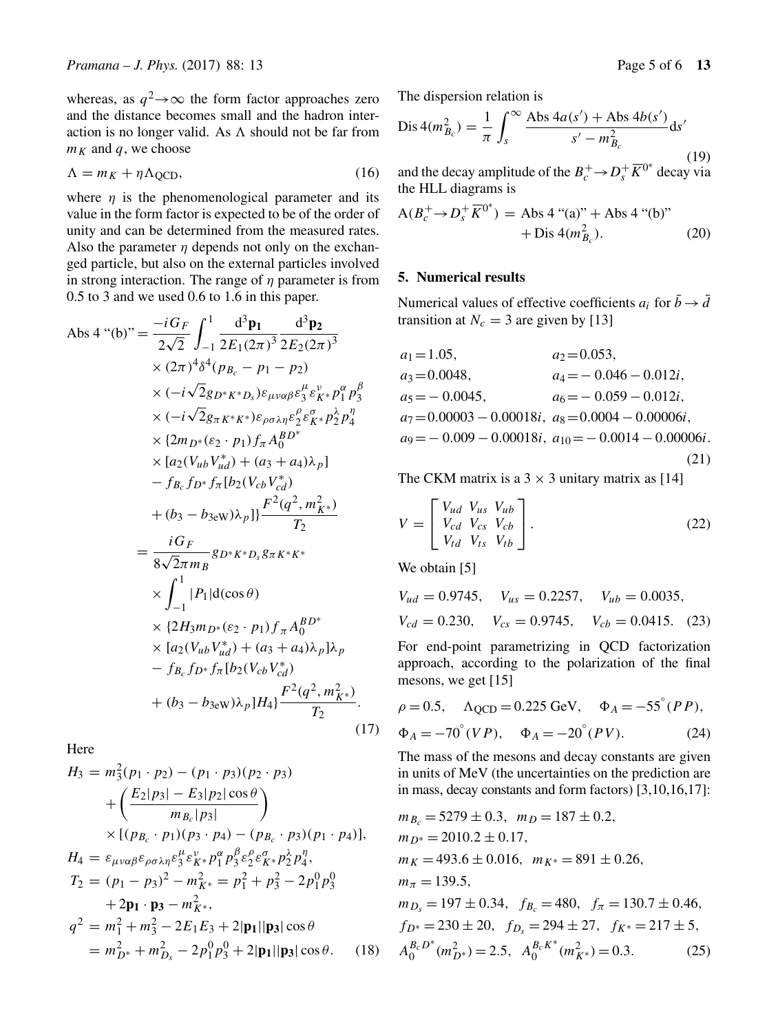whereas, as $q^2 \to \infty$ the form factor approaches zero and the distance becomes small and the hadron interaction is no longer valid. As $\Lambda$ should not be far from $m_K$ and $q$, we choose

$$\Lambda = m_K + \eta \Lambda_{\text{QCD}}, \tag{16}$$

where $\eta$ is the phenomenological parameter and its value in the form factor is expected to be of the order of unity and can be determined from the measured rates. Also the parameter $\eta$ depends not only on the exchanged particle, but also on the external particles involved in strong interaction. The range of $\eta$ parameter is from 0.5 to 3 and we used 0.6 to 1.6 in this paper.

$$\begin{aligned}
\text{Abs 4 ``(b)''} &= \frac{-iG_F}{2\sqrt{2}} \int_{-1}^{1} \frac{\mathrm{d}^3\mathbf{p_1}}{2E_1(2\pi)^3} \frac{\mathrm{d}^3\mathbf{p_2}}{2E_2(2\pi)^3} \\
&\times (2\pi)^4 \delta^4(p_{B_c} - p_1 - p_2) \\
&\times (-i\sqrt{2} g_{D^*K^*D_s}) \varepsilon_{\mu\nu\alpha\beta} \varepsilon_3^{\mu} \varepsilon_{K^*}^{\nu} p_1^{\alpha} p_3^{\beta} \\
&\times (-i\sqrt{2} g_{\pi K^*K^*}) \varepsilon_{\rho\sigma\lambda\eta} \varepsilon_2^{\rho} \varepsilon_{K^*}^{\sigma} p_2^{\lambda} p_4^{\eta} \\
&\times \{2m_{D^*}(\varepsilon_2 \cdot p_1) f_\pi A_0^{BD^*} \\
&\times [a_2(V_{ub}V_{ud}^*) + (a_3 + a_4)\lambda_p] \\
&- f_{B_c} f_{D^*} f_\pi [b_2(V_{cb}V_{cd}^*) \\
&+ (b_3 - b_{3\text{eW}})\lambda_p]\} \frac{F^2(q^2, m_{K^*}^2)}{T_2} \\
&= \frac{iG_F}{8\sqrt{2}\pi m_B} g_{D^*K^*D_s} g_{\pi K^*K^*} \\
&\times \int_{-1}^{1} |P_1| \mathrm{d}(\cos\theta) \\
&\times \{2H_3 m_{D^*}(\varepsilon_2 \cdot p_1) f_\pi A_0^{BD^*} \\
&\times [a_2(V_{ub}V_{ud}^*) + (a_3 + a_4)\lambda_p]\lambda_p \\
&- f_{B_c} f_{D^*} f_\pi [b_2(V_{cb}V_{cd}^*) \\
&+ (b_3 - b_{3\text{eW}})\lambda_p] H_4\} \frac{F^2(q^2, m_{K^*}^2)}{T_2}.
\end{aligned} \tag{17}$$

Here

$$\begin{aligned}
H_3 &= m_3^2(p_1 \cdot p_2) - (p_1 \cdot p_3)(p_2 \cdot p_3) \\
&+ \left( \frac{E_2|p_3| - E_3|p_2|\cos\theta}{m_{B_c}|p_3|} \right) \\
&\times [(p_{B_c} \cdot p_1)(p_3 \cdot p_4) - (p_{B_c} \cdot p_3)(p_1 \cdot p_4)], \\
H_4 &= \varepsilon_{\mu\nu\alpha\beta} \varepsilon_{\rho\sigma\lambda\eta} \varepsilon_3^{\mu} \varepsilon_{K^*}^{\nu} p_1^{\alpha} p_3^{\beta} \varepsilon_2^{\rho} \varepsilon_{K^*}^{\sigma} p_2^{\lambda} p_4^{\eta}, \\
T_2 &= (p_1 - p_3)^2 - m_{K^*}^2 = p_1^2 + p_3^2 - 2p_1^0 p_3^0 \\
&+ 2\mathbf{p_1} \cdot \mathbf{p_3} - m_{K^*}^2, \\
q^2 &= m_1^2 + m_3^2 - 2E_1E_3 + 2|\mathbf{p_1}||\mathbf{p_3}|\cos\theta \\
&= m_{D^*}^2 + m_{D_s}^2 - 2p_1^0 p_3^0 + 2|\mathbf{p_1}||\mathbf{p_3}|\cos\theta.
\end{aligned} \tag{18}$$

The dispersion relation is

$$\text{Dis}\, 4(m_{B_c}^2) = \frac{1}{\pi} \int_s^{\infty} \frac{\text{Abs}\, 4a(s') + \text{Abs}\, 4b(s')}{s' - m_{B_c}^2} \mathrm{d}s' \tag{19}$$

and the decay amplitude of the $B_c^+ \to D_s^+ \overline{K}^{0^*}$ decay via the HLL diagrams is

$$\text{A}(B_c^+ \to D_s^+ \overline{K}^{0^*}) = \text{Abs 4 ``(a)''} + \text{Abs 4 ``(b)''} + \text{Dis}\, 4(m_{B_c}^2). \tag{20}$$

## 5. Numerical results

Numerical values of effective coefficients $a_i$ for $\bar{b} \to \bar{d}$ transition at $N_c = 3$ are given by [13]

$$\begin{aligned}
&a_1 = 1.05, && a_2 = 0.053, \\
&a_3 = 0.0048, && a_4 = -0.046 - 0.012i, \\
&a_5 = -0.0045, && a_6 = -0.059 - 0.012i, \\
&a_7 = 0.00003 - 0.00018i, && a_8 = 0.0004 - 0.00006i, \\
&a_9 = -0.009 - 0.00018i, && a_{10} = -0.0014 - 0.00006i.
\end{aligned} \tag{21}$$

The CKM matrix is a $3 \times 3$ unitary matrix as [14]

$$V = \begin{bmatrix} V_{ud} & V_{us} & V_{ub} \\ V_{cd} & V_{cs} & V_{cb} \\ V_{td} & V_{ts} & V_{tb} \end{bmatrix}. \tag{22}$$

We obtain [5]

$$\begin{aligned}
&V_{ud} = 0.9745, \quad V_{us} = 0.2257, \quad V_{ub} = 0.0035, \\
&V_{cd} = 0.230, \quad V_{cs} = 0.9745, \quad V_{cb} = 0.0415.
\end{aligned} \tag{23}$$

For end-point parametrizing in QCD factorization approach, according to the polarization of the final mesons, we get [15]

$$\begin{aligned}
&\rho = 0.5, \quad \Lambda_{\text{QCD}} = 0.225\ \text{GeV}, \quad \Phi_A = -55^{\circ}(PP), \\
&\Phi_A = -70^{\circ}(VP), \quad \Phi_A = -20^{\circ}(PV).
\end{aligned} \tag{24}$$

The mass of the mesons and decay constants are given in units of MeV (the uncertainties on the prediction are in mass, decay constants and form factors) [3,10,16,17]:

$$\begin{aligned}
&m_{B_c} = 5279 \pm 0.3, \quad m_D = 187 \pm 0.2, \\
&m_{D^*} = 2010.2 \pm 0.17, \\
&m_K = 493.6 \pm 0.016, \quad m_{K^*} = 891 \pm 0.26, \\
&m_\pi = 139.5, \\
&m_{D_s} = 197 \pm 0.34, \quad f_{B_c} = 480, \quad f_\pi = 130.7 \pm 0.46, \\
&f_{D^*} = 230 \pm 20, \quad f_{D_s} = 294 \pm 27, \quad f_{K^*} = 217 \pm 5, \\
&A_0^{B_c D^*}(m_{D^*}^2) = 2.5, \quad A_0^{B_c K^*}(m_{K^*}^2) = 0.3.
\end{aligned} \tag{25}$$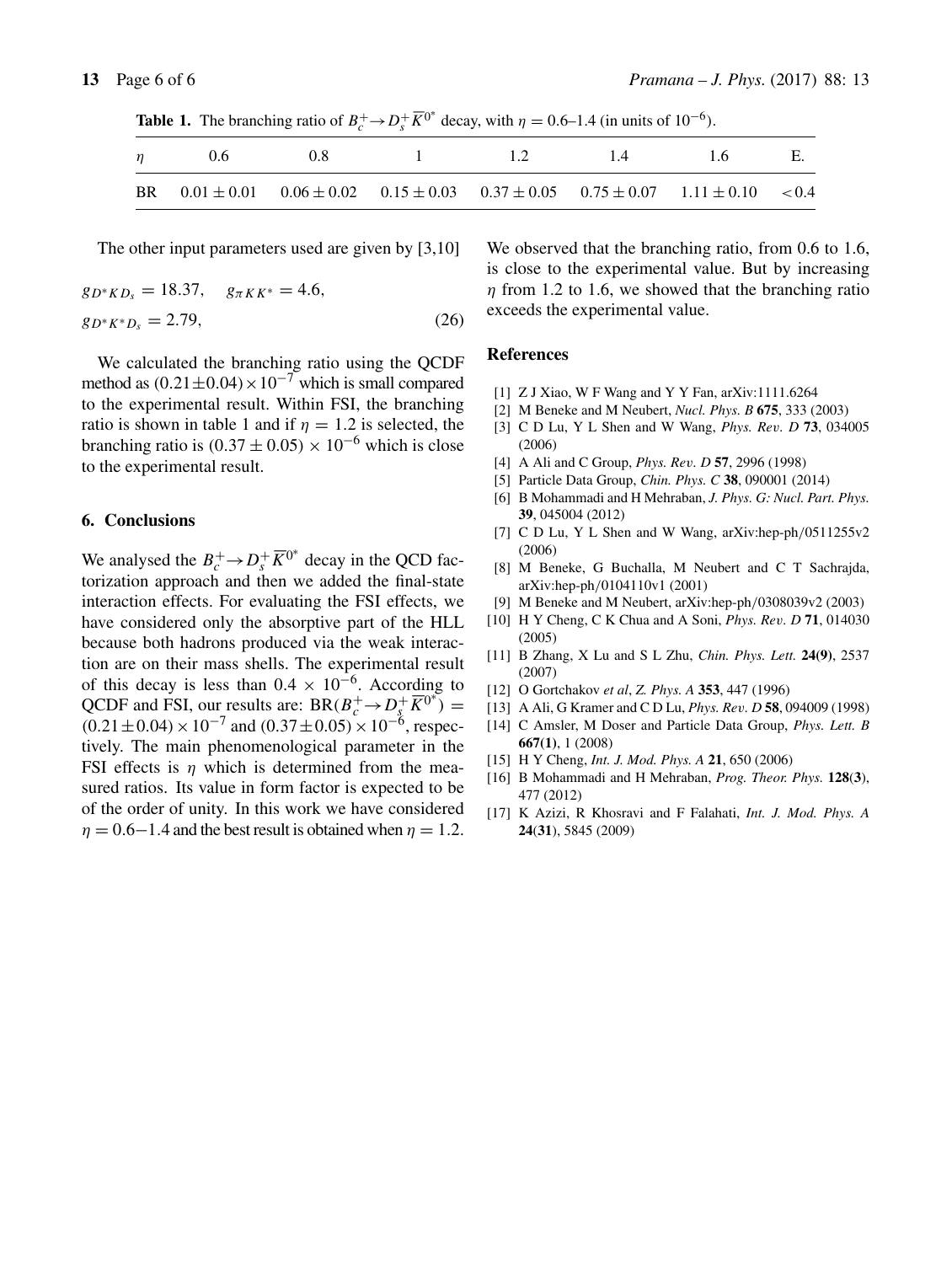**Table 1.** The branching ratio of $B_c^+ \to D_s^+ \overline{K}^{0^*}$ decay, with $\eta = 0.6$–$1.4$ (in units of $10^{-6}$).

| $\eta$ | 0.6 | 0.8 | 1 | 1.2 | 1.4 | 1.6 | E. |
|---|---|---|---|---|---|---|---|
| BR | $0.01 \pm 0.01$ | $0.06 \pm 0.02$ | $0.15 \pm 0.03$ | $0.37 \pm 0.05$ | $0.75 \pm 0.07$ | $1.11 \pm 0.10$ | $< 0.4$ |

The other input parameters used are given by [3,10]

$$g_{D^*KD_s} = 18.37, \quad g_{\pi KK^*} = 4.6,$$
$$g_{D^*K^*D_s} = 2.79, \tag{26}$$

We calculated the branching ratio using the QCDF method as $(0.21 \pm 0.04) \times 10^{-7}$ which is small compared to the experimental result. Within FSI, the branching ratio is shown in table 1 and if $\eta = 1.2$ is selected, the branching ratio is $(0.37 \pm 0.05) \times 10^{-6}$ which is close to the experimental result.

## 6. Conclusions

We analysed the $B_c^+ \to D_s^+ \overline{K}^{0^*}$ decay in the QCD factorization approach and then we added the final-state interaction effects. For evaluating the FSI effects, we have considered only the absorptive part of the HLL because both hadrons produced via the weak interaction are on their mass shells. The experimental result of this decay is less than $0.4 \times 10^{-6}$. According to QCDF and FSI, our results are: $\mathrm{BR}(B_c^+ \to D_s^+ \overline{K}^{0^*}) = (0.21 \pm 0.04) \times 10^{-7}$ and $(0.37 \pm 0.05) \times 10^{-6}$, respectively. The main phenomenological parameter in the FSI effects is $\eta$ which is determined from the measured ratios. Its value in form factor is expected to be of the order of unity. In this work we have considered $\eta = 0.6-1.4$ and the best result is obtained when $\eta = 1.2$. We observed that the branching ratio, from 0.6 to 1.6, is close to the experimental value. But by increasing $\eta$ from 1.2 to 1.6, we showed that the branching ratio exceeds the experimental value.

## References

[1] Z J Xiao, W F Wang and Y Y Fan, arXiv:1111.6264

[2] M Beneke and M Neubert, *Nucl. Phys. B* **675**, 333 (2003)

[3] C D Lu, Y L Shen and W Wang, *Phys. Rev. D* **73**, 034005 (2006)

[4] A Ali and C Group, *Phys. Rev. D* **57**, 2996 (1998)

[5] Particle Data Group, *Chin. Phys. C* **38**, 090001 (2014)

[6] B Mohammadi and H Mehraban, *J. Phys. G: Nucl. Part. Phys.* **39**, 045004 (2012)

[7] C D Lu, Y L Shen and W Wang, arXiv:hep-ph/0511255v2 (2006)

[8] M Beneke, G Buchalla, M Neubert and C T Sachrajda, arXiv:hep-ph/0104110v1 (2001)

[9] M Beneke and M Neubert, arXiv:hep-ph/0308039v2 (2003)

[10] H Y Cheng, C K Chua and A Soni, *Phys. Rev. D* **71**, 014030 (2005)

[11] B Zhang, X Lu and S L Zhu, *Chin. Phys. Lett.* **24(9)**, 2537 (2007)

[12] O Gortchakov *et al*, *Z. Phys. A* **353**, 447 (1996)

[13] A Ali, G Kramer and C D Lu, *Phys. Rev. D* **58**, 094009 (1998)

[14] C Amsler, M Doser and Particle Data Group, *Phys. Lett. B* **667(1)**, 1 (2008)

[15] H Y Cheng, *Int. J. Mod. Phys. A* **21**, 650 (2006)

[16] B Mohammadi and H Mehraban, *Prog. Theor. Phys.* **128(3)**, 477 (2012)

[17] K Azizi, R Khosravi and F Falahati, *Int. J. Mod. Phys. A* **24(31)**, 5845 (2009)